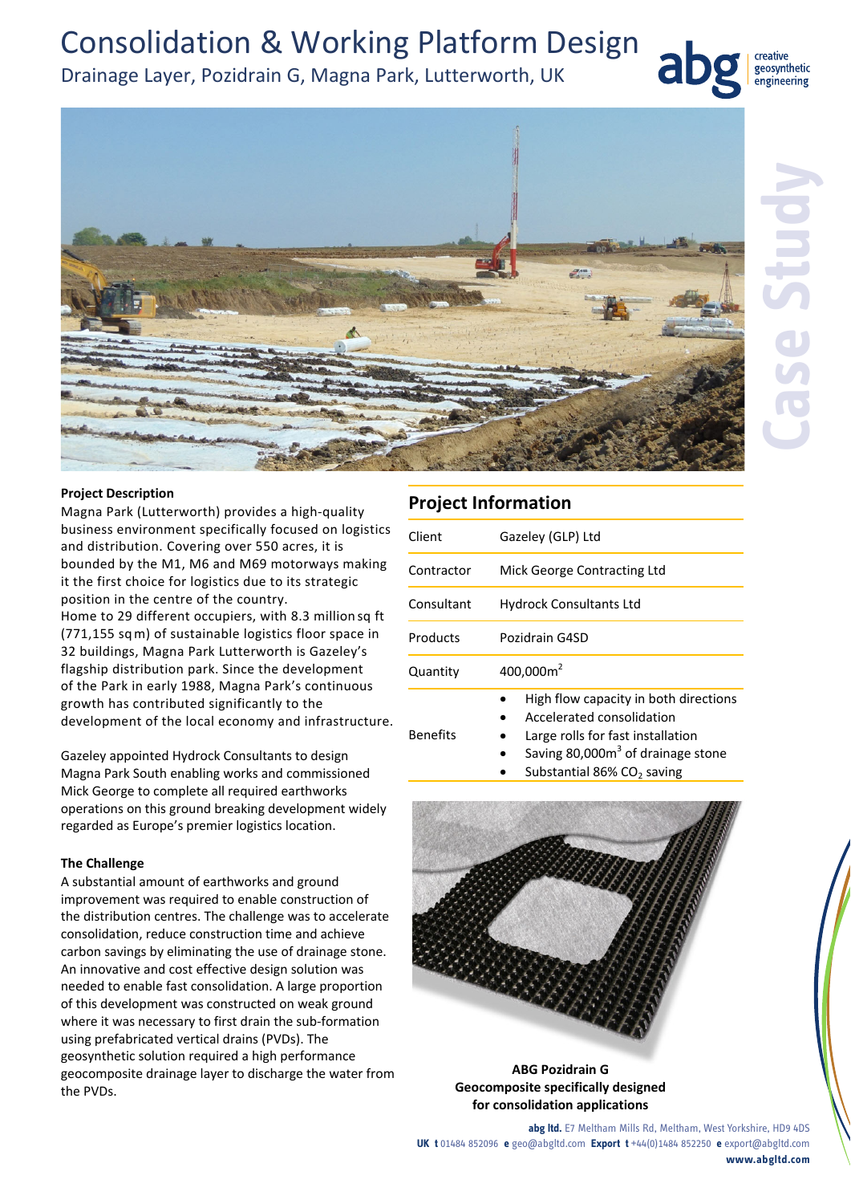# Consolidation & Working Platform Design

Drainage Layer, Pozidrain G, Magna Park, Lutterworth, UK

Case Study

### Project Description

Magna Park (Lutterworth) provides a high-quality business environment specifically focused on logistics and distribution. Covering over 550 acres, it is bounded by the M1, M6 and M69 motorways making it the first choice for logistics due to its strategic position in the centre of the country.
Home to 29 different occupiers, with 8.3 million sq ft (771,155 sq m) of sustainable logistics floor space in 32 buildings, Magna Park Lutterworth is Gazeley's flagship distribution park. Since the development of the Park in early 1988, Magna Park's continuous growth has contributed significantly to the development of the local economy and infrastructure.

Gazeley appointed Hydrock Consultants to design Magna Park South enabling works and commissioned Mick George to complete all required earthworks operations on this ground breaking development widely regarded as Europe's premier logistics location.

### The Challenge

A substantial amount of earthworks and ground improvement was required to enable construction of the distribution centres. The challenge was to accelerate consolidation, reduce construction time and achieve carbon savings by eliminating the use of drainage stone. An innovative and cost effective design solution was needed to enable fast consolidation. A large proportion of this development was constructed on weak ground where it was necessary to first drain the sub-formation using prefabricated vertical drains (PVDs). The geosynthetic solution required a high performance geocomposite drainage layer to discharge the water from the PVDs.

## Project Information

| | |
|---|---|
| Client | Gazeley (GLP) Ltd |
| Contractor | Mick George Contracting Ltd |
| Consultant | Hydrock Consultants Ltd |
| Products | Pozidrain G4SD |
| Quantity | 400,000m$^2$ |
| Benefits | • High flow capacity in both directions<br>• Accelerated consolidation<br>• Large rolls for fast installation<br>• Saving 80,000m$^3$ of drainage stone<br>• Substantial 86% $CO_2$ saving |

**ABG Pozidrain G**
**Geocomposite specifically designed for consolidation applications**

**abg ltd.** E7 Meltham Mills Rd, Meltham, West Yorkshire, HD9 4DS
**UK** **t** 01484 852096 **e** geo@abgltd.com **Export** **t** +44(0)1484 852250 **e** export@abgltd.com
**www.abgltd.com**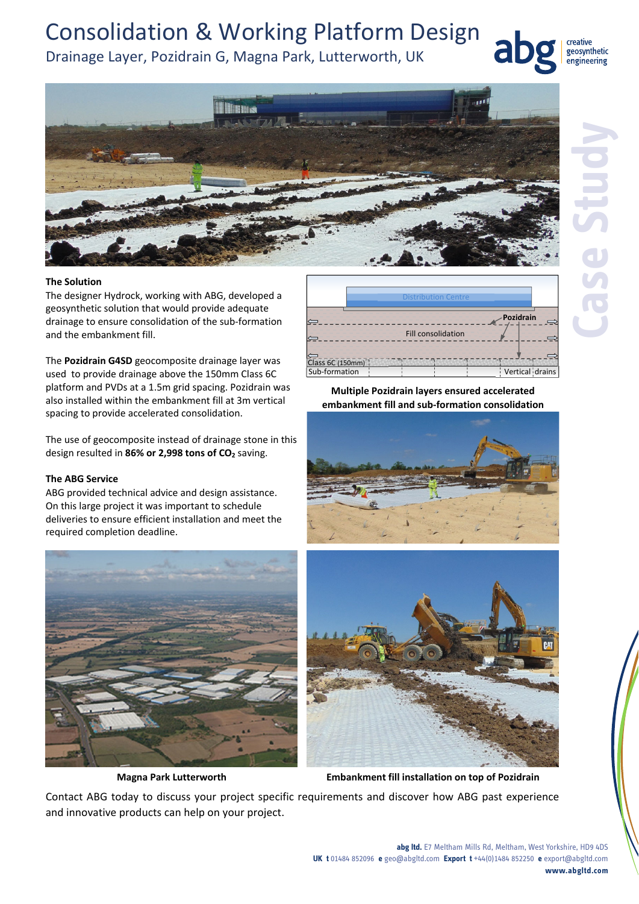# Consolidation & Working Platform Design

## Drainage Layer, Pozidrain G, Magna Park, Lutterworth, UK

### The Solution

The designer Hydrock, working with ABG, developed a geosynthetic solution that would provide adequate drainage to ensure consolidation of the sub-formation and the embankment fill.

The **Pozidrain G4SD** geocomposite drainage layer was used to provide drainage above the 150mm Class 6C platform and PVDs at a 1.5m grid spacing. Pozidrain was also installed within the embankment fill at 3m vertical spacing to provide accelerated consolidation.

The use of geocomposite instead of drainage stone in this design resulted in **86% or 2,998 tons of $CO_2$** saving.

### The ABG Service

ABG provided technical advice and design assistance. On this large project it was important to schedule deliveries to ensure efficient installation and meet the required completion deadline.

Distribution Centre
Pozidrain
Fill consolidation
Class 6C (150mm)
Sub-formation
Vertical drains

**Multiple Pozidrain layers ensured accelerated embankment fill and sub-formation consolidation**

**Magna Park Lutterworth**

**Embankment fill installation on top of Pozidrain**

Contact ABG today to discuss your project specific requirements and discover how ABG past experience and innovative products can help on your project.

**abg ltd.** E7 Meltham Mills Rd, Meltham, West Yorkshire, HD9 4DS
**UK t** 01484 852096 **e** geo@abgltd.com **Export t** +44(0)1484 852250 **e** export@abgltd.com
**www.abgltd.com**